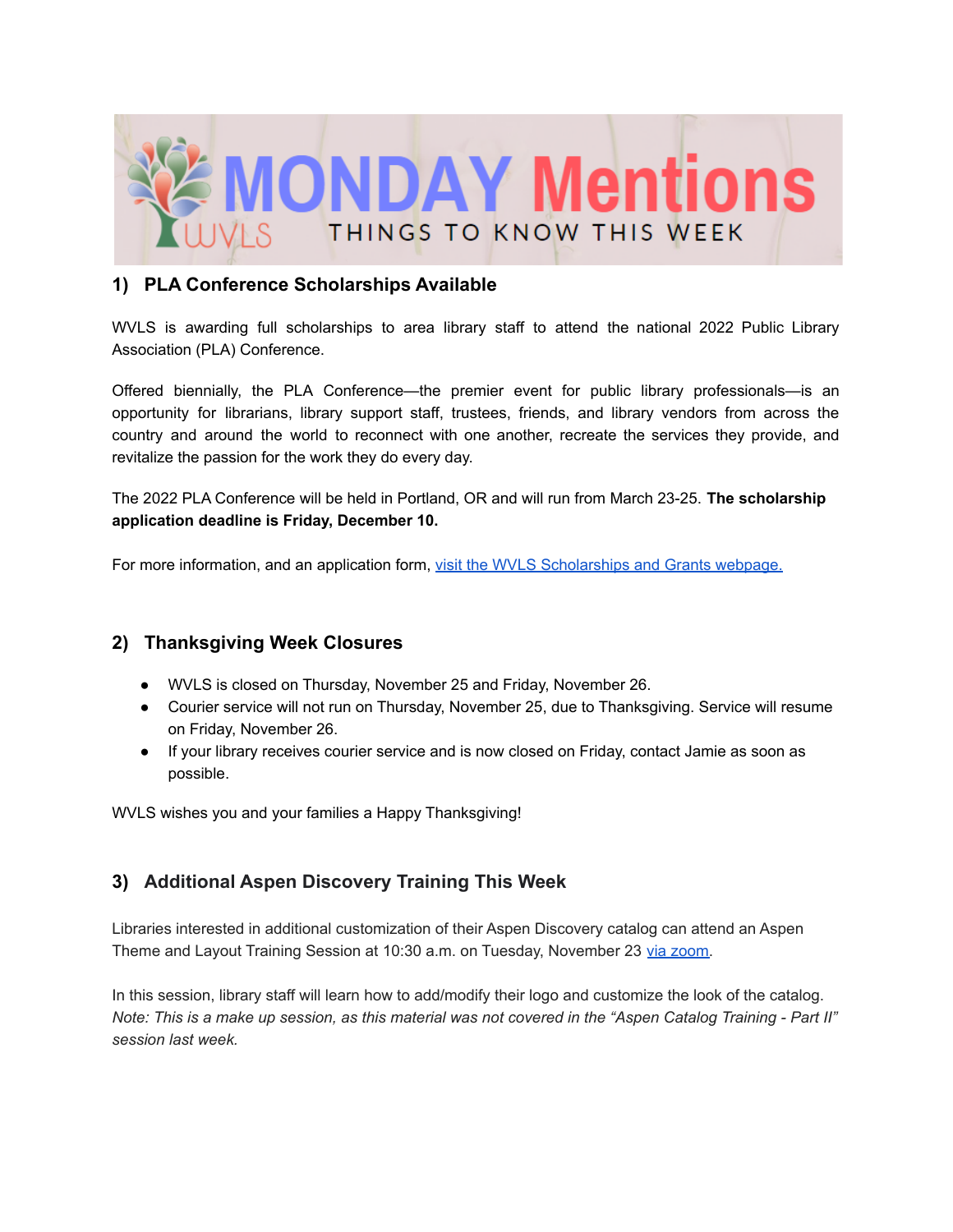# MONDAY Mentions

WVLS — THINGS TO KNOW THIS WEEK

## 1) PLA Conference Scholarships Available

WVLS is awarding full scholarships to area library staff to attend the national 2022 Public Library Association (PLA) Conference.

Offered biennially, the PLA Conference—the premier event for public library professionals—is an opportunity for librarians, library support staff, trustees, friends, and library vendors from across the country and around the world to reconnect with one another, recreate the services they provide, and revitalize the passion for the work they do every day.

The 2022 PLA Conference will be held in Portland, OR and will run from March 23-25. **The scholarship application deadline is Friday, December 10.**

For more information, and an application form, visit the WVLS Scholarships and Grants webpage.

## 2) Thanksgiving Week Closures

- WVLS is closed on Thursday, November 25 and Friday, November 26.
- Courier service will not run on Thursday, November 25, due to Thanksgiving. Service will resume on Friday, November 26.
- If your library receives courier service and is now closed on Friday, contact Jamie as soon as possible.

WVLS wishes you and your families a Happy Thanksgiving!

## 3) Additional Aspen Discovery Training This Week

Libraries interested in additional customization of their Aspen Discovery catalog can attend an Aspen Theme and Layout Training Session at 10:30 a.m. on Tuesday, November 23 via zoom.

In this session, library staff will learn how to add/modify their logo and customize the look of the catalog. *Note: This is a make up session, as this material was not covered in the "Aspen Catalog Training - Part II" session last week.*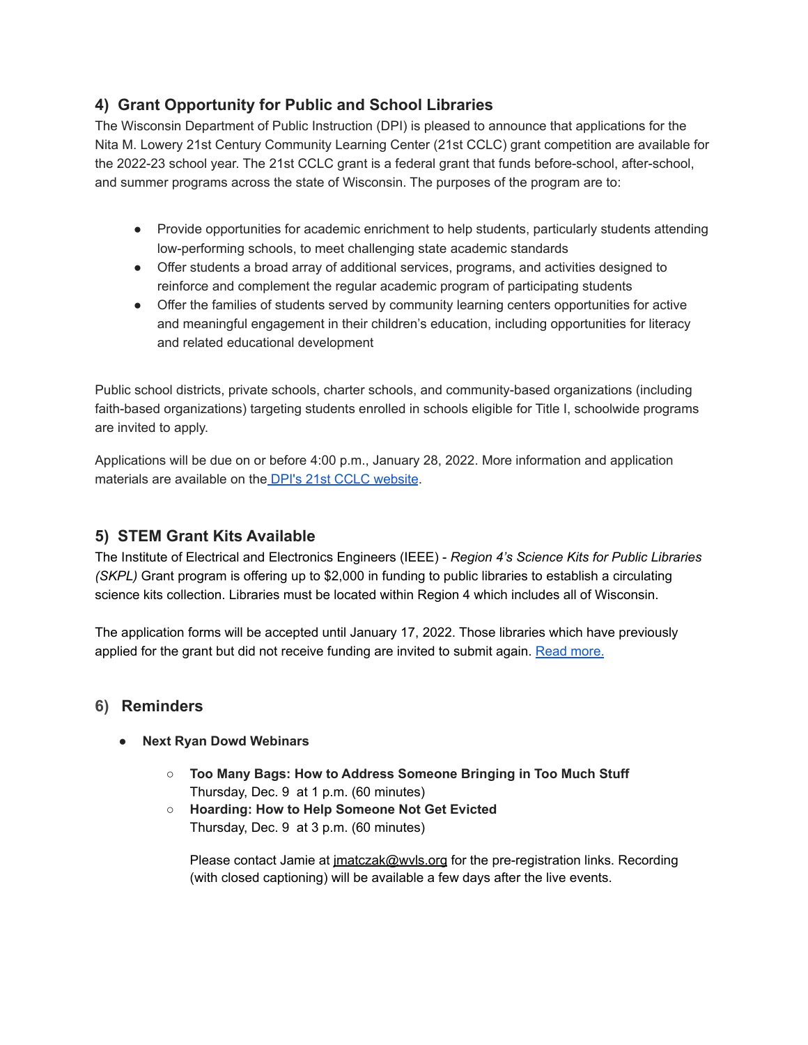## 4) Grant Opportunity for Public and School Libraries

The Wisconsin Department of Public Instruction (DPI) is pleased to announce that applications for the Nita M. Lowery 21st Century Community Learning Center (21st CCLC) grant competition are available for the 2022-23 school year. The 21st CCLC grant is a federal grant that funds before-school, after-school, and summer programs across the state of Wisconsin. The purposes of the program are to:

- Provide opportunities for academic enrichment to help students, particularly students attending low-performing schools, to meet challenging state academic standards
- Offer students a broad array of additional services, programs, and activities designed to reinforce and complement the regular academic program of participating students
- Offer the families of students served by community learning centers opportunities for active and meaningful engagement in their children's education, including opportunities for literacy and related educational development

Public school districts, private schools, charter schools, and community-based organizations (including faith-based organizations) targeting students enrolled in schools eligible for Title I, schoolwide programs are invited to apply.

Applications will be due on or before 4:00 p.m., January 28, 2022. More information and application materials are available on the DPI's 21st CCLC website.

## 5) STEM Grant Kits Available

The Institute of Electrical and Electronics Engineers (IEEE) - *Region 4's Science Kits for Public Libraries (SKPL)* Grant program is offering up to $2,000 in funding to public libraries to establish a circulating science kits collection. Libraries must be located within Region 4 which includes all of Wisconsin.

The application forms will be accepted until January 17, 2022. Those libraries which have previously applied for the grant but did not receive funding are invited to submit again. Read more.

## 6) Reminders

- **Next Ryan Dowd Webinars**
  - **Too Many Bags: How to Address Someone Bringing in Too Much Stuff**
    Thursday, Dec. 9 at 1 p.m. (60 minutes)
  - **Hoarding: How to Help Someone Not Get Evicted**
    Thursday, Dec. 9 at 3 p.m. (60 minutes)

  Please contact Jamie at jmatczak@wvls.org for the pre-registration links. Recording (with closed captioning) will be available a few days after the live events.